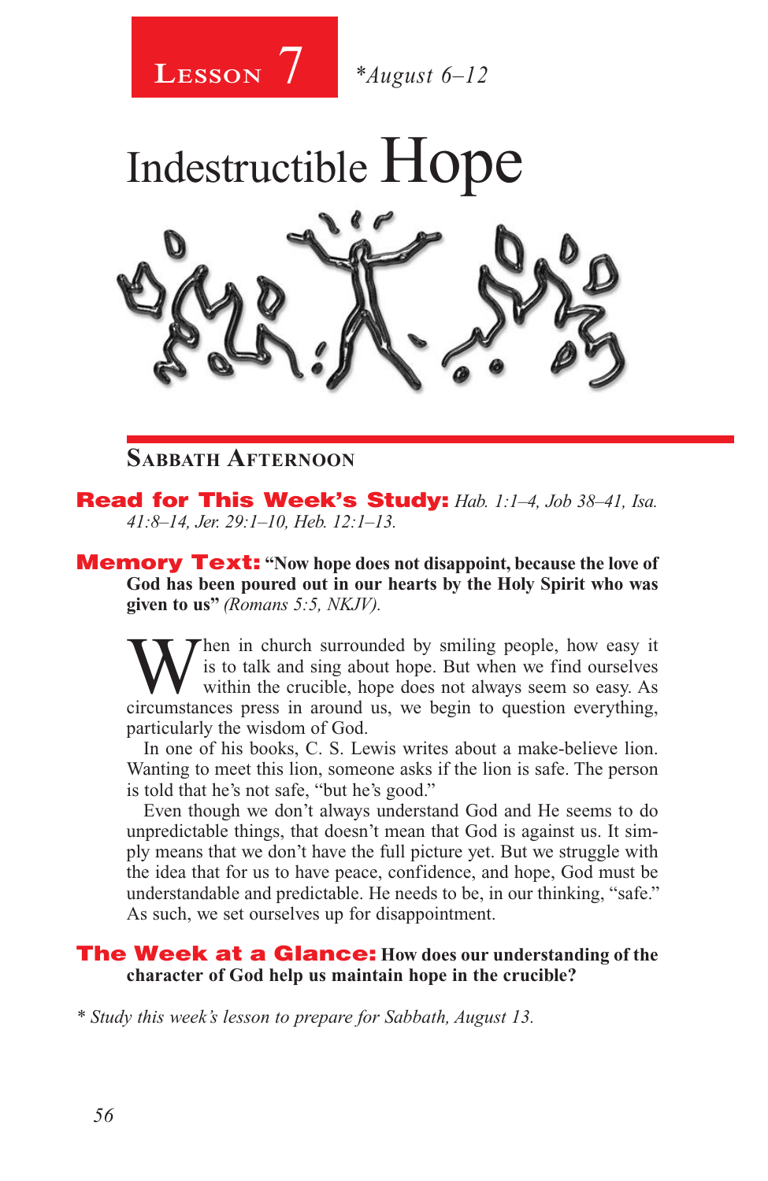**Lesson 7** *August 6–12

# Indestructible Hope

## Sabbath Afternoon

**Read for This Week's Study:** *Hab. 1:1–4, Job 38–41, Isa. 41:8–14, Jer. 29:1–10, Heb. 12:1–13.*

**Memory Text:** **"Now hope does not disappoint, because the love of God has been poured out in our hearts by the Holy Spirit who was given to us"** *(Romans 5:5, NKJV).*

When in church surrounded by smiling people, how easy it is to talk and sing about hope. But when we find ourselves within the crucible, hope does not always seem so easy. As circumstances press in around us, we begin to question everything, particularly the wisdom of God.

In one of his books, C. S. Lewis writes about a make-believe lion. Wanting to meet this lion, someone asks if the lion is safe. The person is told that he's not safe, "but he's good."

Even though we don't always understand God and He seems to do unpredictable things, that doesn't mean that God is against us. It simply means that we don't have the full picture yet. But we struggle with the idea that for us to have peace, confidence, and hope, God must be understandable and predictable. He needs to be, in our thinking, "safe." As such, we set ourselves up for disappointment.

**The Week at a Glance:** **How does our understanding of the character of God help us maintain hope in the crucible?**

* *Study this week's lesson to prepare for Sabbath, August 13.*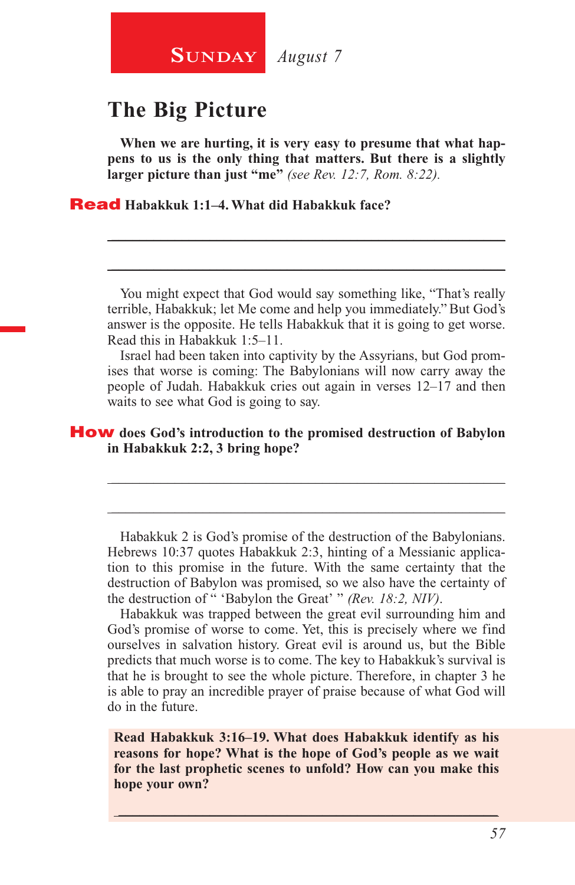**SUNDAY** *August 7*

# The Big Picture

**When we are hurting, it is very easy to presume that what happens to us is the only thing that matters. But there is a slightly larger picture than just "me"** *(see Rev. 12:7, Rom. 8:22).*

**Read Habakkuk 1:1–4. What did Habakkuk face?**

_______________________________________________

_______________________________________________

You might expect that God would say something like, "That's really terrible, Habakkuk; let Me come and help you immediately." But God's answer is the opposite. He tells Habakkuk that it is going to get worse. Read this in Habakkuk 1:5–11.

Israel had been taken into captivity by the Assyrians, but God promises that worse is coming: The Babylonians will now carry away the people of Judah. Habakkuk cries out again in verses 12–17 and then waits to see what God is going to say.

**How does God's introduction to the promised destruction of Babylon in Habakkuk 2:2, 3 bring hope?**

_______________________________________________

_______________________________________________

Habakkuk 2 is God's promise of the destruction of the Babylonians. Hebrews 10:37 quotes Habakkuk 2:3, hinting of a Messianic application to this promise in the future. With the same certainty that the destruction of Babylon was promised, so we also have the certainty of the destruction of " 'Babylon the Great' " *(Rev. 18:2, NIV).*

Habakkuk was trapped between the great evil surrounding him and God's promise of worse to come. Yet, this is precisely where we find ourselves in salvation history. Great evil is around us, but the Bible predicts that much worse is to come. The key to Habakkuk's survival is that he is brought to see the whole picture. Therefore, in chapter 3 he is able to pray an incredible prayer of praise because of what God will do in the future.

**Read Habakkuk 3:16–19. What does Habakkuk identify as his reasons for hope? What is the hope of God's people as we wait for the last prophetic scenes to unfold? How can you make this hope your own?**

_______________________________________________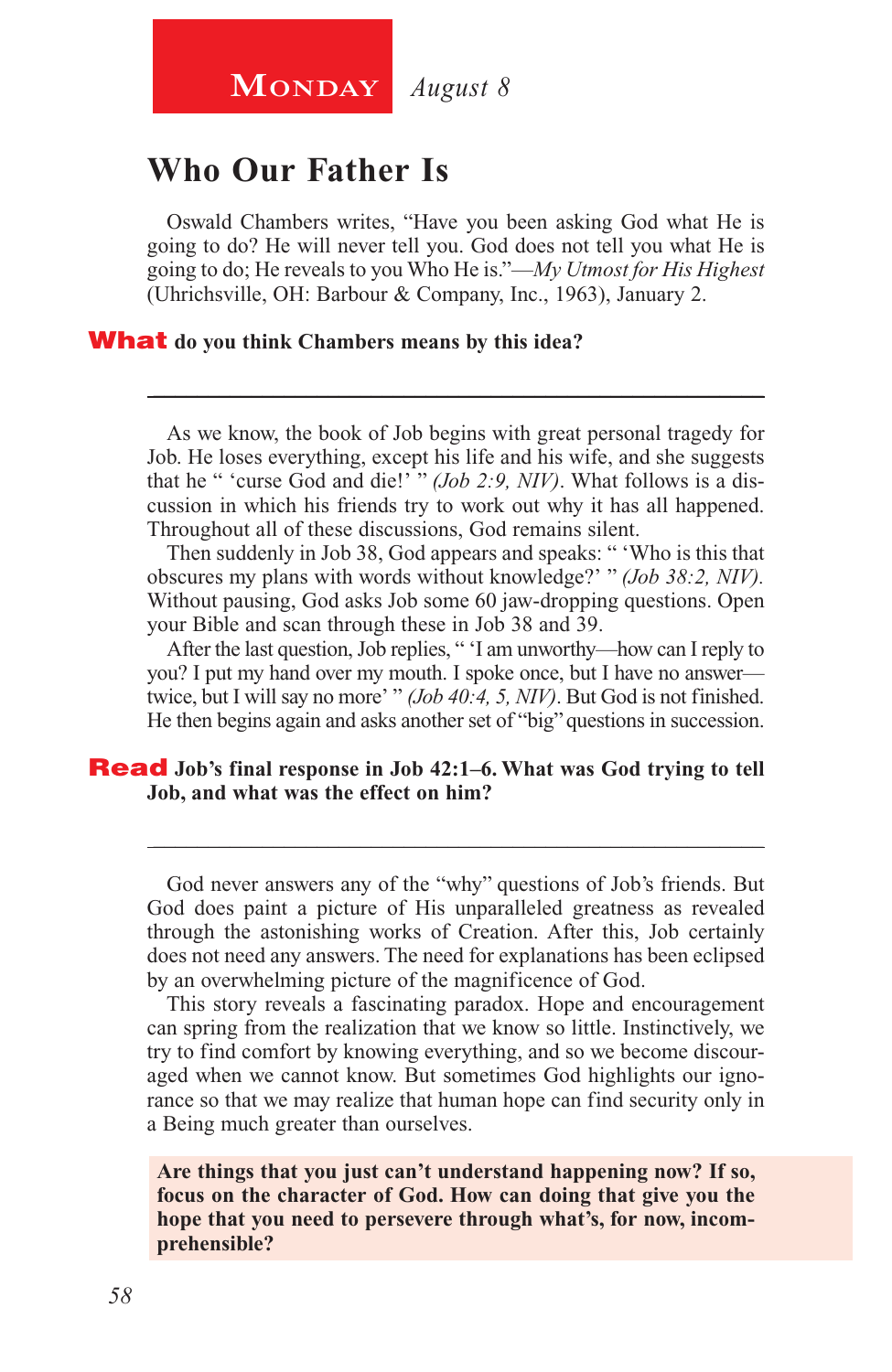**MONDAY** *August 8*

## Who Our Father Is

Oswald Chambers writes, "Have you been asking God what He is going to do? He will never tell you. God does not tell you what He is going to do; He reveals to you Who He is."—*My Utmost for His Highest* (Uhrichsville, OH: Barbour & Company, Inc., 1963), January 2.

**What do you think Chambers means by this idea?**

---

As we know, the book of Job begins with great personal tragedy for Job. He loses everything, except his life and his wife, and she suggests that he " 'curse God and die!' " *(Job 2:9, NIV)*. What follows is a discussion in which his friends try to work out why it has all happened. Throughout all of these discussions, God remains silent.

Then suddenly in Job 38, God appears and speaks: " 'Who is this that obscures my plans with words without knowledge?' " *(Job 38:2, NIV).* Without pausing, God asks Job some 60 jaw-dropping questions. Open your Bible and scan through these in Job 38 and 39.

After the last question, Job replies, " 'I am unworthy—how can I reply to you? I put my hand over my mouth. I spoke once, but I have no answer—twice, but I will say no more' " *(Job 40:4, 5, NIV)*. But God is not finished. He then begins again and asks another set of "big" questions in succession.

**Read Job's final response in Job 42:1–6. What was God trying to tell Job, and what was the effect on him?**

---

God never answers any of the "why" questions of Job's friends. But God does paint a picture of His unparalleled greatness as revealed through the astonishing works of Creation. After this, Job certainly does not need any answers. The need for explanations has been eclipsed by an overwhelming picture of the magnificence of God.

This story reveals a fascinating paradox. Hope and encouragement can spring from the realization that we know so little. Instinctively, we try to find comfort by knowing everything, and so we become discouraged when we cannot know. But sometimes God highlights our ignorance so that we may realize that human hope can find security only in a Being much greater than ourselves.

**Are things that you just can't understand happening now? If so, focus on the character of God. How can doing that give you the hope that you need to persevere through what's, for now, incomprehensible?**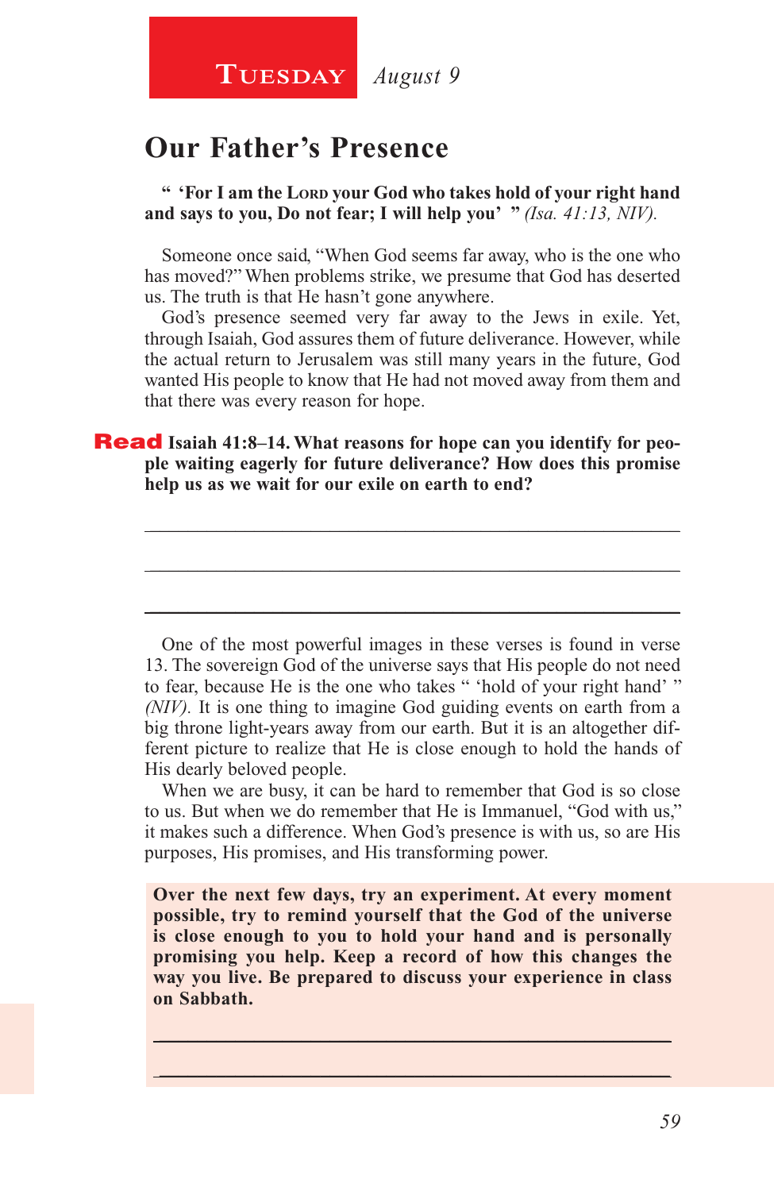**Tuesday** *August 9*

## Our Father's Presence

**" 'For I am the Lord your God who takes hold of your right hand and says to you, Do not fear; I will help you' "** *(Isa. 41:13, NIV).*

Someone once said, "When God seems far away, who is the one who has moved?" When problems strike, we presume that God has deserted us. The truth is that He hasn't gone anywhere.

God's presence seemed very far away to the Jews in exile. Yet, through Isaiah, God assures them of future deliverance. However, while the actual return to Jerusalem was still many years in the future, God wanted His people to know that He had not moved away from them and that there was every reason for hope.

**Read Isaiah 41:8–14. What reasons for hope can you identify for people waiting eagerly for future deliverance? How does this promise help us as we wait for our exile on earth to end?**

_______________________________________________

_______________________________________________

_______________________________________________

One of the most powerful images in these verses is found in verse 13. The sovereign God of the universe says that His people do not need to fear, because He is the one who takes " 'hold of your right hand' " *(NIV)*. It is one thing to imagine God guiding events on earth from a big throne light-years away from our earth. But it is an altogether different picture to realize that He is close enough to hold the hands of His dearly beloved people.

When we are busy, it can be hard to remember that God is so close to us. But when we do remember that He is Immanuel, "God with us," it makes such a difference. When God's presence is with us, so are His purposes, His promises, and His transforming power.

**Over the next few days, try an experiment. At every moment possible, try to remind yourself that the God of the universe is close enough to you to hold your hand and is personally promising you help. Keep a record of how this changes the way you live. Be prepared to discuss your experience in class on Sabbath.**

_______________________________________________

_______________________________________________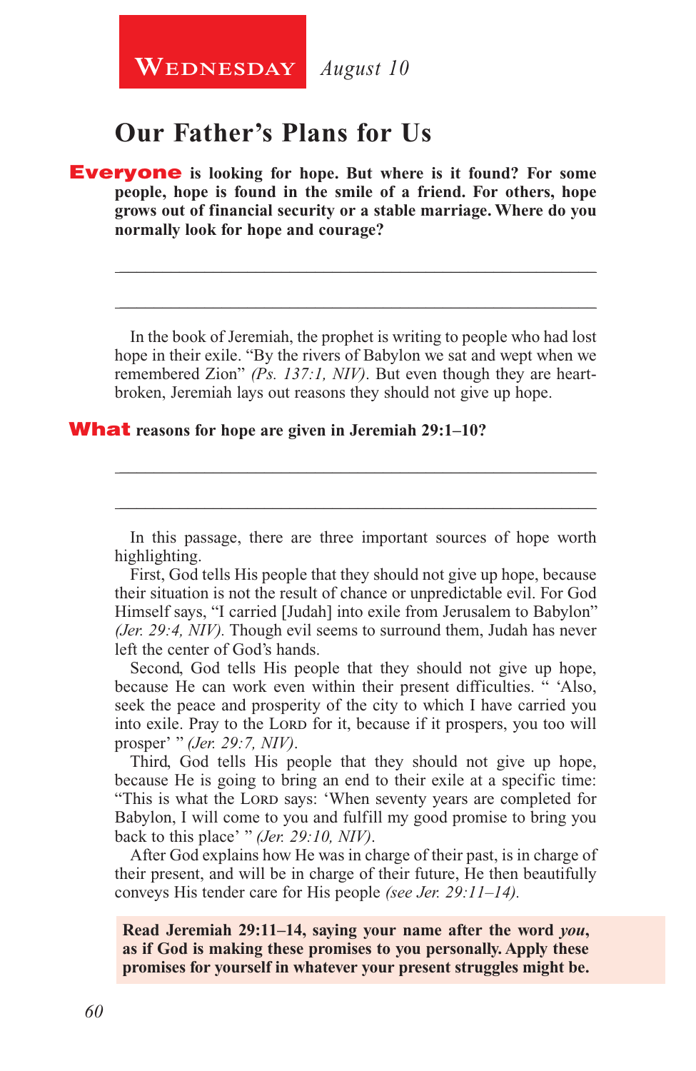**Wednesday** *August 10*

# Our Father's Plans for Us

**Everyone is looking for hope. But where is it found? For some people, hope is found in the smile of a friend. For others, hope grows out of financial security or a stable marriage. Where do you normally look for hope and courage?**

_______________________________________________

_______________________________________________

In the book of Jeremiah, the prophet is writing to people who had lost hope in their exile. "By the rivers of Babylon we sat and wept when we remembered Zion" *(Ps. 137:1, NIV)*. But even though they are heartbroken, Jeremiah lays out reasons they should not give up hope.

**What reasons for hope are given in Jeremiah 29:1–10?**

_______________________________________________

_______________________________________________

In this passage, there are three important sources of hope worth highlighting.

First, God tells His people that they should not give up hope, because their situation is not the result of chance or unpredictable evil. For God Himself says, "I carried [Judah] into exile from Jerusalem to Babylon" *(Jer. 29:4, NIV)*. Though evil seems to surround them, Judah has never left the center of God's hands.

Second, God tells His people that they should not give up hope, because He can work even within their present difficulties. " 'Also, seek the peace and prosperity of the city to which I have carried you into exile. Pray to the Lord for it, because if it prospers, you too will prosper' " *(Jer. 29:7, NIV)*.

Third, God tells His people that they should not give up hope, because He is going to bring an end to their exile at a specific time: "This is what the Lord says: 'When seventy years are completed for Babylon, I will come to you and fulfill my good promise to bring you back to this place' " *(Jer. 29:10, NIV)*.

After God explains how He was in charge of their past, is in charge of their present, and will be in charge of their future, He then beautifully conveys His tender care for His people *(see Jer. 29:11–14)*.

**Read Jeremiah 29:11–14, saying your name after the word *you*, as if God is making these promises to you personally. Apply these promises for yourself in whatever your present struggles might be.**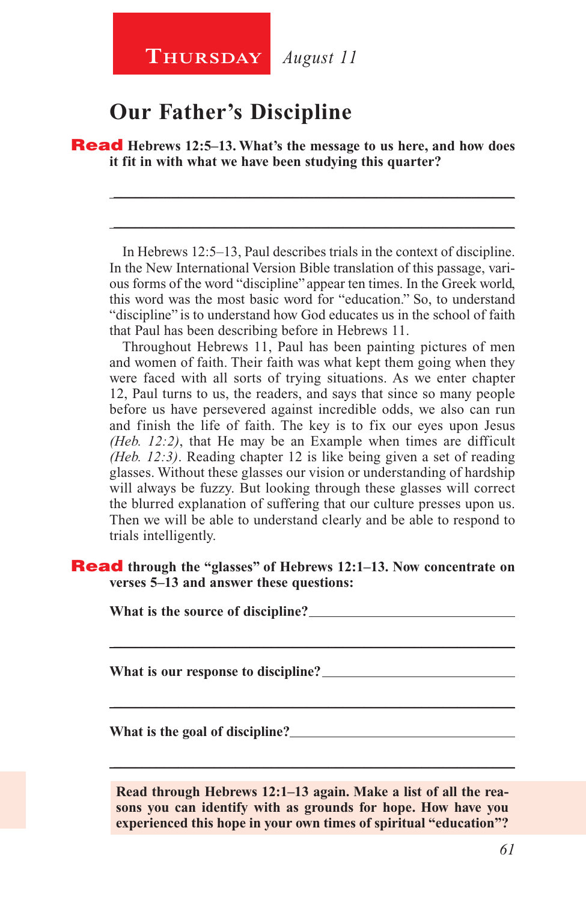**THURSDAY** *August 11*

# Our Father's Discipline

**Read Hebrews 12:5–13. What's the message to us here, and how does it fit in with what we have been studying this quarter?**

_______________________________________________

_______________________________________________

In Hebrews 12:5–13, Paul describes trials in the context of discipline. In the New International Version Bible translation of this passage, various forms of the word "discipline" appear ten times. In the Greek world, this word was the most basic word for "education." So, to understand "discipline" is to understand how God educates us in the school of faith that Paul has been describing before in Hebrews 11.

Throughout Hebrews 11, Paul has been painting pictures of men and women of faith. Their faith was what kept them going when they were faced with all sorts of trying situations. As we enter chapter 12, Paul turns to us, the readers, and says that since so many people before us have persevered against incredible odds, we also can run and finish the life of faith. The key is to fix our eyes upon Jesus *(Heb. 12:2)*, that He may be an Example when times are difficult *(Heb. 12:3)*. Reading chapter 12 is like being given a set of reading glasses. Without these glasses our vision or understanding of hardship will always be fuzzy. But looking through these glasses will correct the blurred explanation of suffering that our culture presses upon us. Then we will be able to understand clearly and be able to respond to trials intelligently.

**Read through the "glasses" of Hebrews 12:1–13. Now concentrate on verses 5–13 and answer these questions:**

**What is the source of discipline?**_______________________________

_______________________________________________

**What is our response to discipline?**_____________________________

_______________________________________________

**What is the goal of discipline?**_________________________________

_______________________________________________

**Read through Hebrews 12:1–13 again. Make a list of all the reasons you can identify with as grounds for hope. How have you experienced this hope in your own times of spiritual "education"?**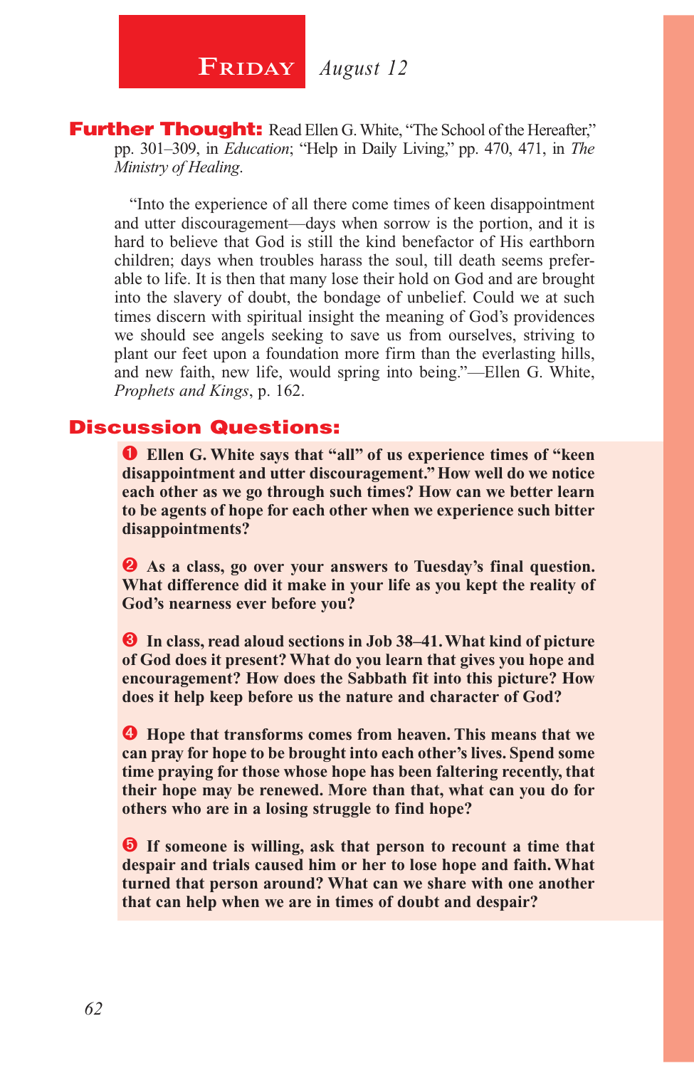## Friday *August 12*

**Further Thought:** Read Ellen G. White, "The School of the Hereafter," pp. 301–309, in *Education*; "Help in Daily Living," pp. 470, 471, in *The Ministry of Healing*.

"Into the experience of all there come times of keen disappointment and utter discouragement—days when sorrow is the portion, and it is hard to believe that God is still the kind benefactor of His earthborn children; days when troubles harass the soul, till death seems preferable to life. It is then that many lose their hold on God and are brought into the slavery of doubt, the bondage of unbelief. Could we at such times discern with spiritual insight the meaning of God's providences we should see angels seeking to save us from ourselves, striving to plant our feet upon a foundation more firm than the everlasting hills, and new faith, new life, would spring into being."—Ellen G. White, *Prophets and Kings*, p. 162.

**Discussion Questions:**

❶ **Ellen G. White says that "all" of us experience times of "keen disappointment and utter discouragement." How well do we notice each other as we go through such times? How can we better learn to be agents of hope for each other when we experience such bitter disappointments?**

❷ **As a class, go over your answers to Tuesday's final question. What difference did it make in your life as you kept the reality of God's nearness ever before you?**

❸ **In class, read aloud sections in Job 38–41. What kind of picture of God does it present? What do you learn that gives you hope and encouragement? How does the Sabbath fit into this picture? How does it help keep before us the nature and character of God?**

❹ **Hope that transforms comes from heaven. This means that we can pray for hope to be brought into each other's lives. Spend some time praying for those whose hope has been faltering recently, that their hope may be renewed. More than that, what can you do for others who are in a losing struggle to find hope?**

❺ **If someone is willing, ask that person to recount a time that despair and trials caused him or her to lose hope and faith. What turned that person around? What can we share with one another that can help when we are in times of doubt and despair?**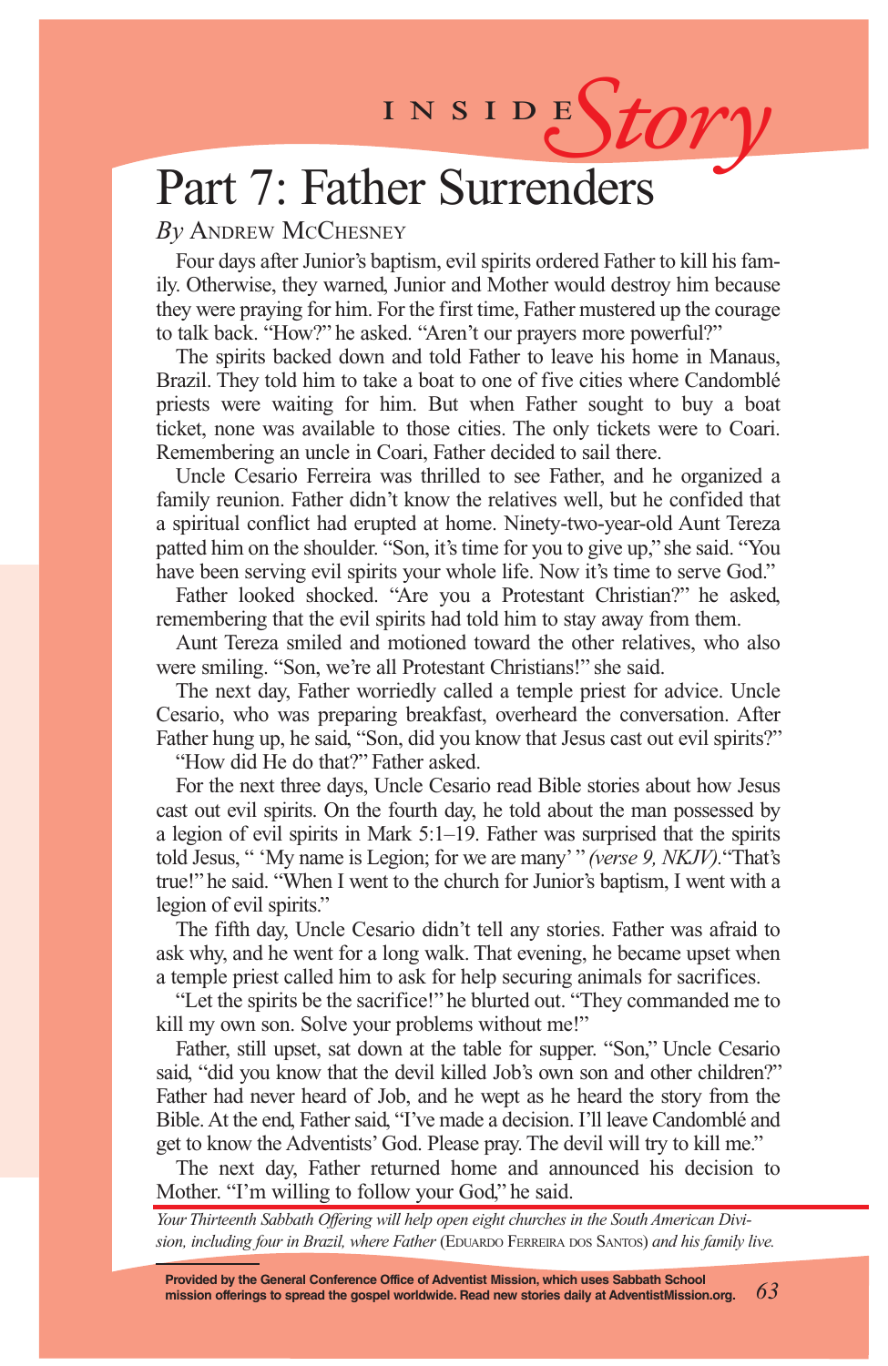# INSIDE *Story*

## Part 7: Father Surrenders

*By* Andrew McChesney

Four days after Junior's baptism, evil spirits ordered Father to kill his family. Otherwise, they warned, Junior and Mother would destroy him because they were praying for him. For the first time, Father mustered up the courage to talk back. "How?" he asked. "Aren't our prayers more powerful?"

The spirits backed down and told Father to leave his home in Manaus, Brazil. They told him to take a boat to one of five cities where Candomblé priests were waiting for him. But when Father sought to buy a boat ticket, none was available to those cities. The only tickets were to Coari. Remembering an uncle in Coari, Father decided to sail there.

Uncle Cesario Ferreira was thrilled to see Father, and he organized a family reunion. Father didn't know the relatives well, but he confided that a spiritual conflict had erupted at home. Ninety-two-year-old Aunt Tereza patted him on the shoulder. "Son, it's time for you to give up," she said. "You have been serving evil spirits your whole life. Now it's time to serve God."

Father looked shocked. "Are you a Protestant Christian?" he asked, remembering that the evil spirits had told him to stay away from them.

Aunt Tereza smiled and motioned toward the other relatives, who also were smiling. "Son, we're all Protestant Christians!" she said.

The next day, Father worriedly called a temple priest for advice. Uncle Cesario, who was preparing breakfast, overheard the conversation. After Father hung up, he said, "Son, did you know that Jesus cast out evil spirits?"

"How did He do that?" Father asked.

For the next three days, Uncle Cesario read Bible stories about how Jesus cast out evil spirits. On the fourth day, he told about the man possessed by a legion of evil spirits in Mark 5:1–19. Father was surprised that the spirits told Jesus, " 'My name is Legion; for we are many' " *(verse 9, NKJV).* "That's true!" he said. "When I went to the church for Junior's baptism, I went with a legion of evil spirits."

The fifth day, Uncle Cesario didn't tell any stories. Father was afraid to ask why, and he went for a long walk. That evening, he became upset when a temple priest called him to ask for help securing animals for sacrifices.

"Let the spirits be the sacrifice!" he blurted out. "They commanded me to kill my own son. Solve your problems without me!"

Father, still upset, sat down at the table for supper. "Son," Uncle Cesario said, "did you know that the devil killed Job's own son and other children?" Father had never heard of Job, and he wept as he heard the story from the Bible. At the end, Father said, "I've made a decision. I'll leave Candomblé and get to know the Adventists' God. Please pray. The devil will try to kill me."

The next day, Father returned home and announced his decision to Mother. "I'm willing to follow your God," he said.

*Your Thirteenth Sabbath Offering will help open eight churches in the South American Division, including four in Brazil, where Father* (Eduardo Ferreira dos Santos) *and his family live.*

**Provided by the General Conference Office of Adventist Mission, which uses Sabbath School mission offerings to spread the gospel worldwide. Read new stories daily at AdventistMission.org.**